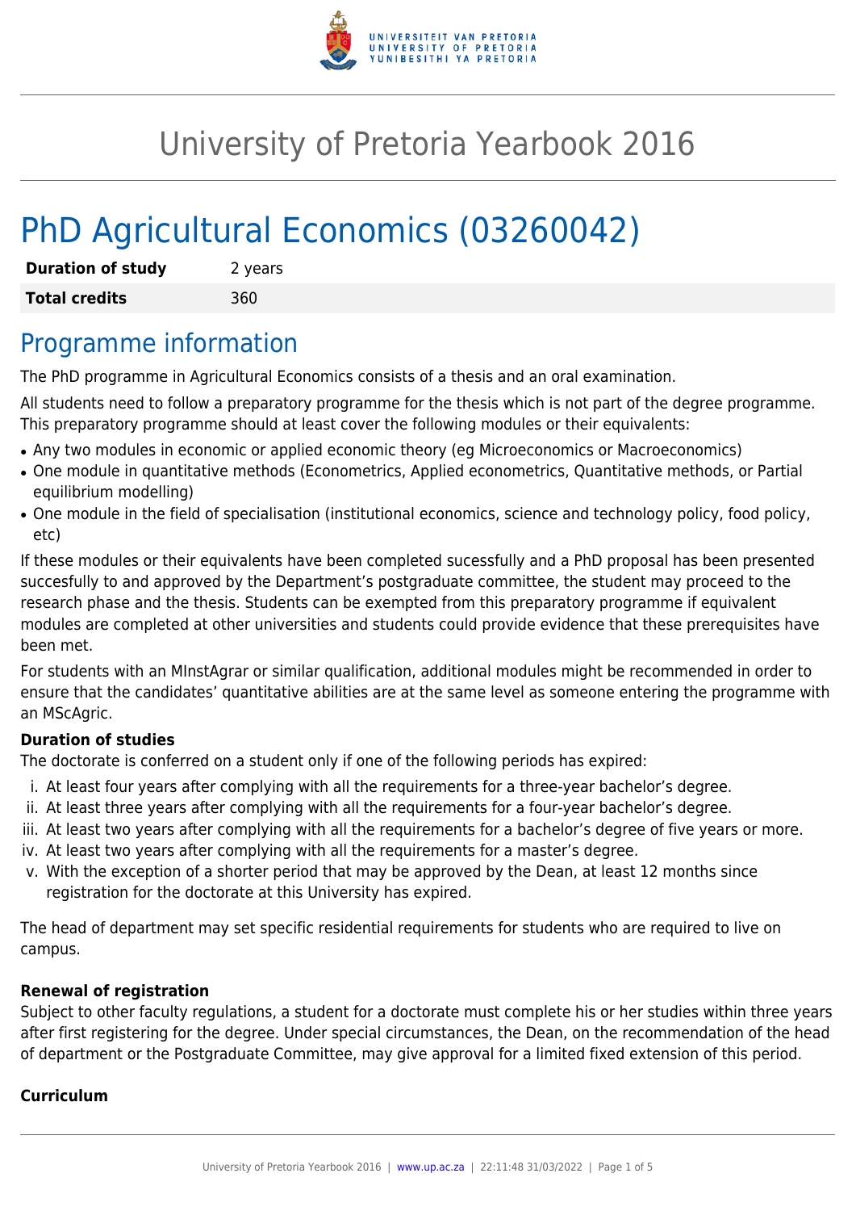# University of Pretoria Yearbook 2016

# PhD Agricultural Economics (03260042)

| **Duration of study** | 2 years |
| --- | --- |
| **Total credits** | 360 |

## Programme information

The PhD programme in Agricultural Economics consists of a thesis and an oral examination.

All students need to follow a preparatory programme for the thesis which is not part of the degree programme. This preparatory programme should at least cover the following modules or their equivalents:

- Any two modules in economic or applied economic theory (eg Microeconomics or Macroeconomics)
- One module in quantitative methods (Econometrics, Applied econometrics, Quantitative methods, or Partial equilibrium modelling)
- One module in the field of specialisation (institutional economics, science and technology policy, food policy, etc)

If these modules or their equivalents have been completed sucessfully and a PhD proposal has been presented succesfully to and approved by the Department's postgraduate committee, the student may proceed to the research phase and the thesis. Students can be exempted from this preparatory programme if equivalent modules are completed at other universities and students could provide evidence that these prerequisites have been met.

For students with an MInstAgrar or similar qualification, additional modules might be recommended in order to ensure that the candidates' quantitative abilities are at the same level as someone entering the programme with an MScAgric.

**Duration of studies**

The doctorate is conferred on a student only if one of the following periods has expired:

i. At least four years after complying with all the requirements for a three-year bachelor's degree.
ii. At least three years after complying with all the requirements for a four-year bachelor's degree.
iii. At least two years after complying with all the requirements for a bachelor's degree of five years or more.
iv. At least two years after complying with all the requirements for a master's degree.
v. With the exception of a shorter period that may be approved by the Dean, at least 12 months since registration for the doctorate at this University has expired.

The head of department may set specific residential requirements for students who are required to live on campus.

**Renewal of registration**

Subject to other faculty regulations, a student for a doctorate must complete his or her studies within three years after first registering for the degree. Under special circumstances, the Dean, on the recommendation of the head of department or the Postgraduate Committee, may give approval for a limited fixed extension of this period.

**Curriculum**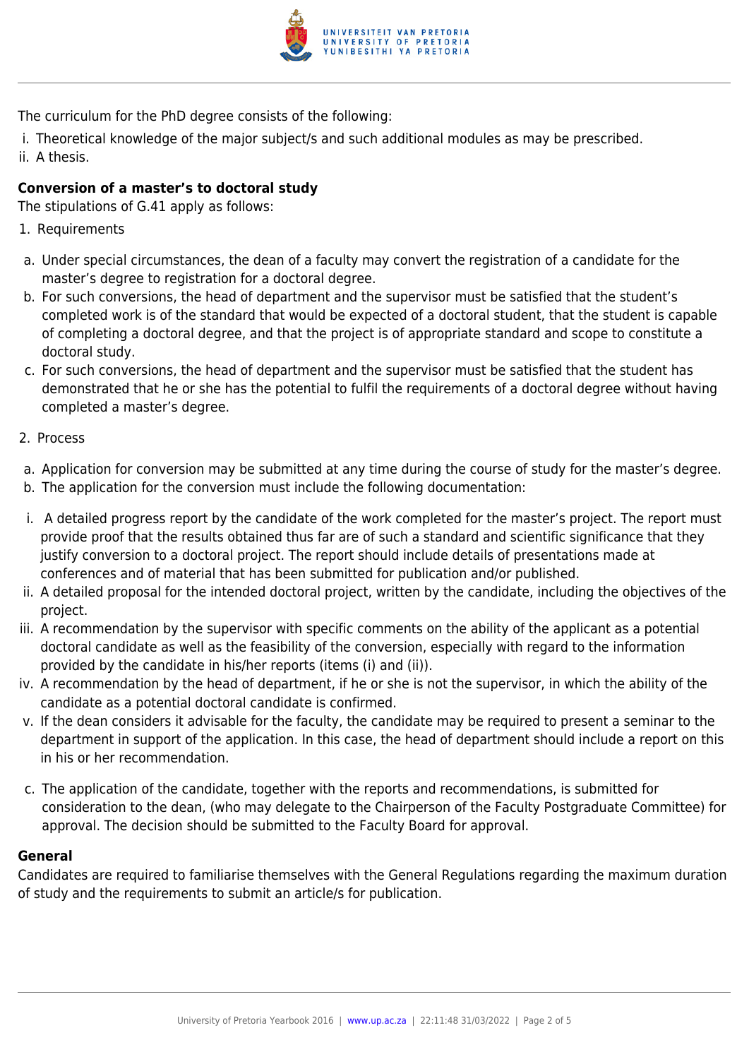The curriculum for the PhD degree consists of the following:

i. Theoretical knowledge of the major subject/s and such additional modules as may be prescribed.
ii. A thesis.

**Conversion of a master's to doctoral study**
The stipulations of G.41 apply as follows:

1. Requirements

a. Under special circumstances, the dean of a faculty may convert the registration of a candidate for the master's degree to registration for a doctoral degree.
b. For such conversions, the head of department and the supervisor must be satisfied that the student's completed work is of the standard that would be expected of a doctoral student, that the student is capable of completing a doctoral degree, and that the project is of appropriate standard and scope to constitute a doctoral study.
c. For such conversions, the head of department and the supervisor must be satisfied that the student has demonstrated that he or she has the potential to fulfil the requirements of a doctoral degree without having completed a master's degree.

2. Process

a. Application for conversion may be submitted at any time during the course of study for the master's degree.
b. The application for the conversion must include the following documentation:

i. A detailed progress report by the candidate of the work completed for the master's project. The report must provide proof that the results obtained thus far are of such a standard and scientific significance that they justify conversion to a doctoral project. The report should include details of presentations made at conferences and of material that has been submitted for publication and/or published.
ii. A detailed proposal for the intended doctoral project, written by the candidate, including the objectives of the project.
iii. A recommendation by the supervisor with specific comments on the ability of the applicant as a potential doctoral candidate as well as the feasibility of the conversion, especially with regard to the information provided by the candidate in his/her reports (items (i) and (ii)).
iv. A recommendation by the head of department, if he or she is not the supervisor, in which the ability of the candidate as a potential doctoral candidate is confirmed.
v. If the dean considers it advisable for the faculty, the candidate may be required to present a seminar to the department in support of the application. In this case, the head of department should include a report on this in his or her recommendation.

c. The application of the candidate, together with the reports and recommendations, is submitted for consideration to the dean, (who may delegate to the Chairperson of the Faculty Postgraduate Committee) for approval. The decision should be submitted to the Faculty Board for approval.

**General**
Candidates are required to familiarise themselves with the General Regulations regarding the maximum duration of study and the requirements to submit an article/s for publication.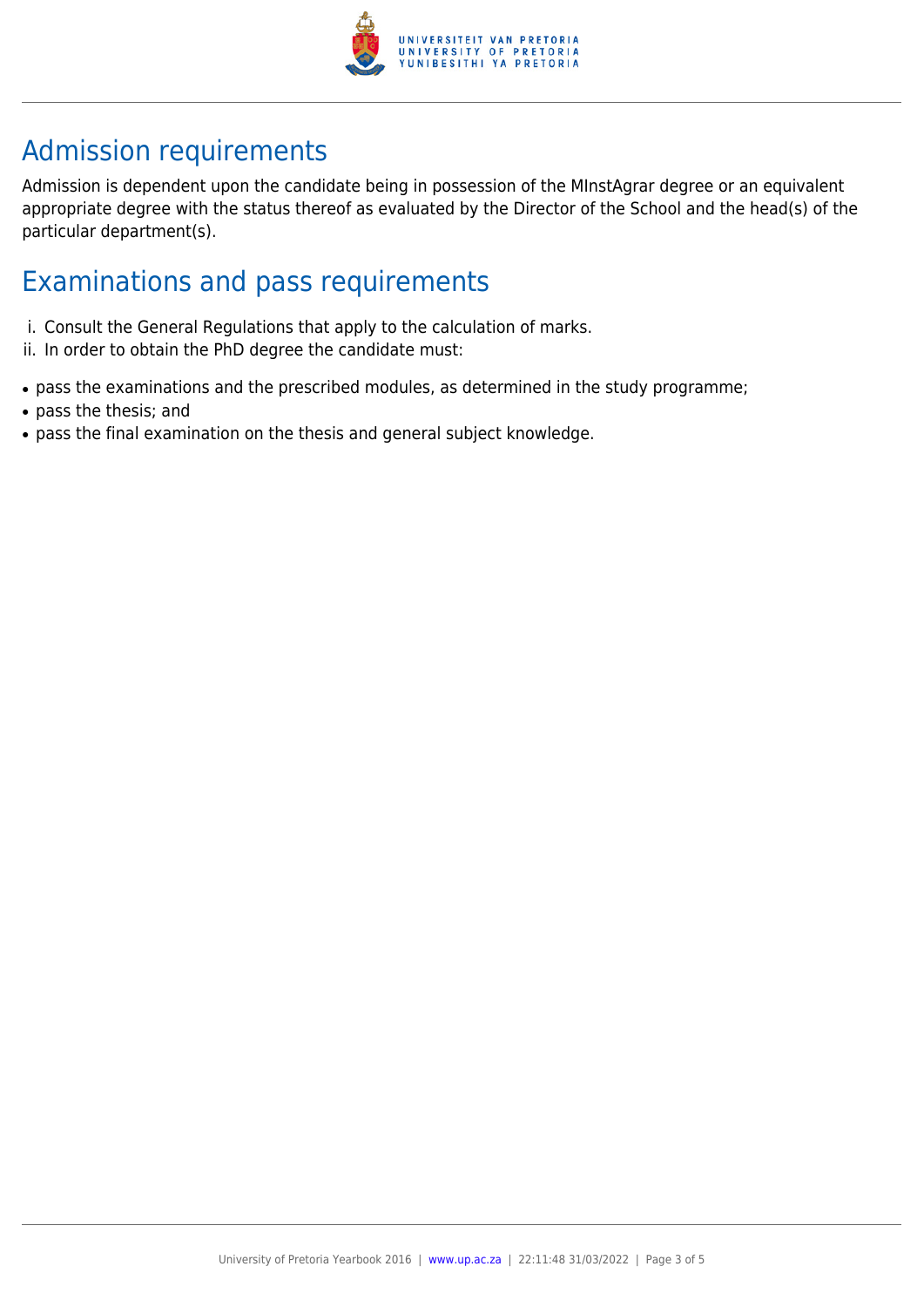## Admission requirements

Admission is dependent upon the candidate being in possession of the MInstAgrar degree or an equivalent appropriate degree with the status thereof as evaluated by the Director of the School and the head(s) of the particular department(s).

## Examinations and pass requirements

i. Consult the General Regulations that apply to the calculation of marks.
ii. In order to obtain the PhD degree the candidate must:

- pass the examinations and the prescribed modules, as determined in the study programme;
- pass the thesis; and
- pass the final examination on the thesis and general subject knowledge.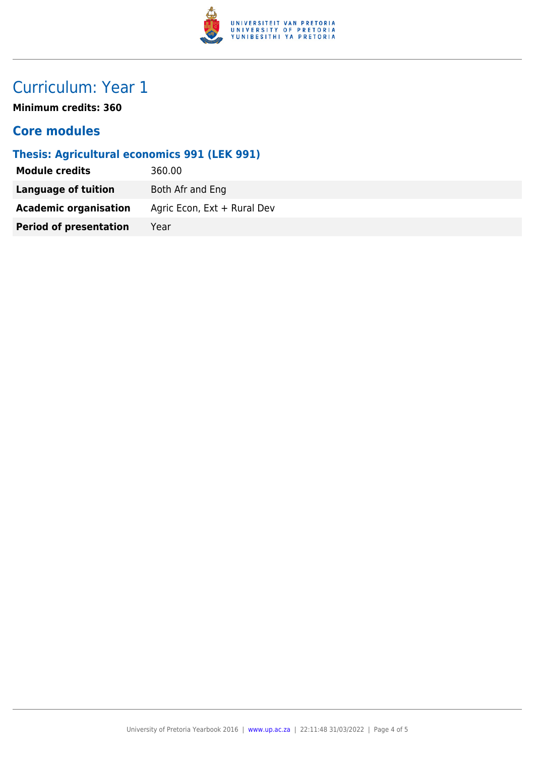# Curriculum: Year 1

**Minimum credits: 360**

## Core modules

### Thesis: Agricultural economics 991 (LEK 991)

| | |
|---|---|
| **Module credits** | 360.00 |
| **Language of tuition** | Both Afr and Eng |
| **Academic organisation** | Agric Econ, Ext + Rural Dev |
| **Period of presentation** | Year |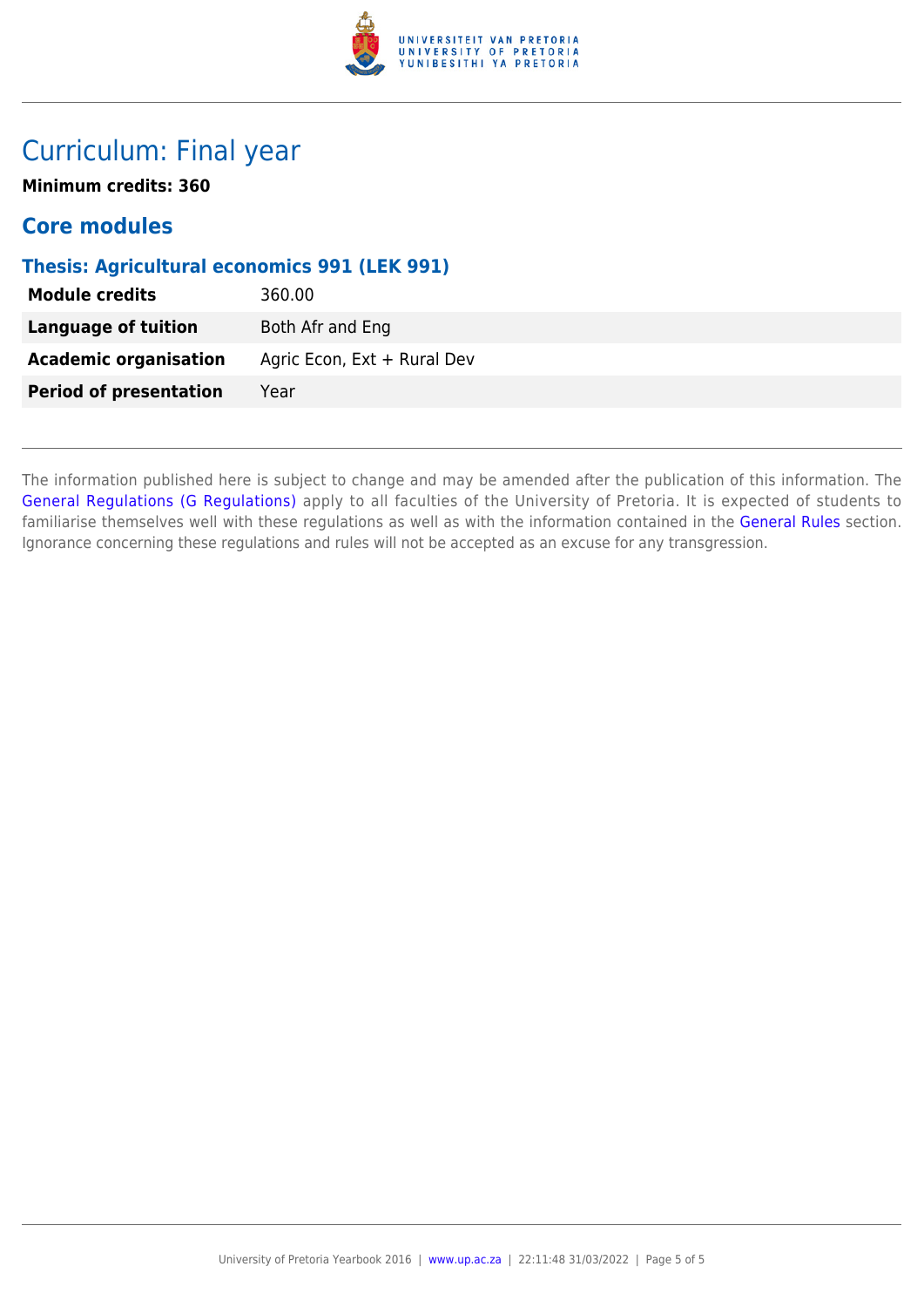# Curriculum: Final year

**Minimum credits: 360**

## Core modules

### Thesis: Agricultural economics 991 (LEK 991)

| | |
|---|---|
| **Module credits** | 360.00 |
| **Language of tuition** | Both Afr and Eng |
| **Academic organisation** | Agric Econ, Ext + Rural Dev |
| **Period of presentation** | Year |

The information published here is subject to change and may be amended after the publication of this information. The General Regulations (G Regulations) apply to all faculties of the University of Pretoria. It is expected of students to familiarise themselves well with these regulations as well as with the information contained in the General Rules section. Ignorance concerning these regulations and rules will not be accepted as an excuse for any transgression.